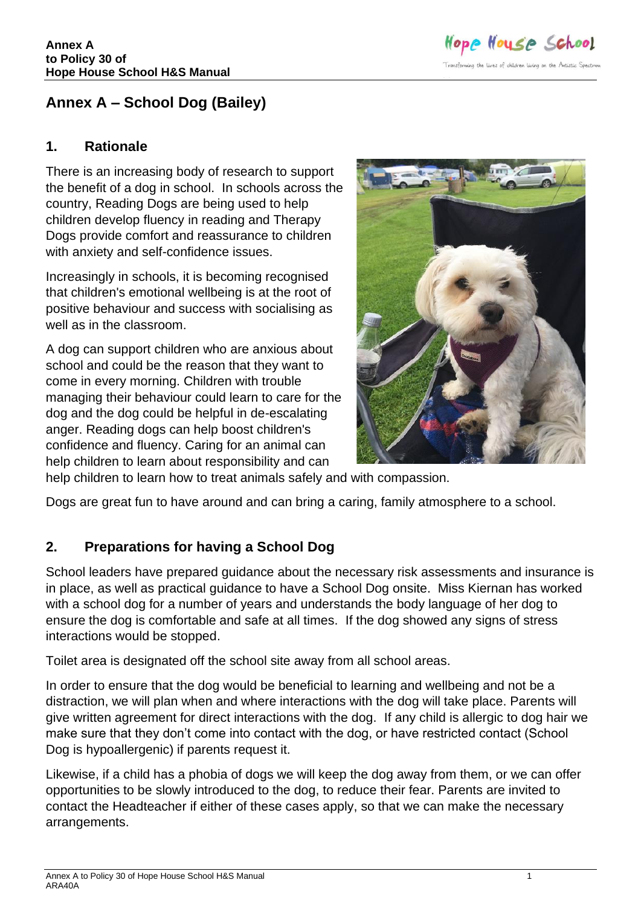# Annex A – School Dog (Bailey)

## 1. Rationale

There is an increasing body of research to support the benefit of a dog in school. In schools across the country, Reading Dogs are being used to help children develop fluency in reading and Therapy Dogs provide comfort and reassurance to children with anxiety and self-confidence issues.

Increasingly in schools, it is becoming recognised that children's emotional wellbeing is at the root of positive behaviour and success with socialising as well as in the classroom.

A dog can support children who are anxious about school and could be the reason that they want to come in every morning. Children with trouble managing their behaviour could learn to care for the dog and the dog could be helpful in de-escalating anger. Reading dogs can help boost children's confidence and fluency. Caring for an animal can help children to learn about responsibility and can help children to learn how to treat animals safely and with compassion.

Dogs are great fun to have around and can bring a caring, family atmosphere to a school.

## 2. Preparations for having a School Dog

School leaders have prepared guidance about the necessary risk assessments and insurance is in place, as well as practical guidance to have a School Dog onsite. Miss Kiernan has worked with a school dog for a number of years and understands the body language of her dog to ensure the dog is comfortable and safe at all times. If the dog showed any signs of stress interactions would be stopped.

Toilet area is designated off the school site away from all school areas.

In order to ensure that the dog would be beneficial to learning and wellbeing and not be a distraction, we will plan when and where interactions with the dog will take place. Parents will give written agreement for direct interactions with the dog. If any child is allergic to dog hair we make sure that they don't come into contact with the dog, or have restricted contact (School Dog is hypoallergenic) if parents request it.

Likewise, if a child has a phobia of dogs we will keep the dog away from them, or we can offer opportunities to be slowly introduced to the dog, to reduce their fear. Parents are invited to contact the Headteacher if either of these cases apply, so that we can make the necessary arrangements.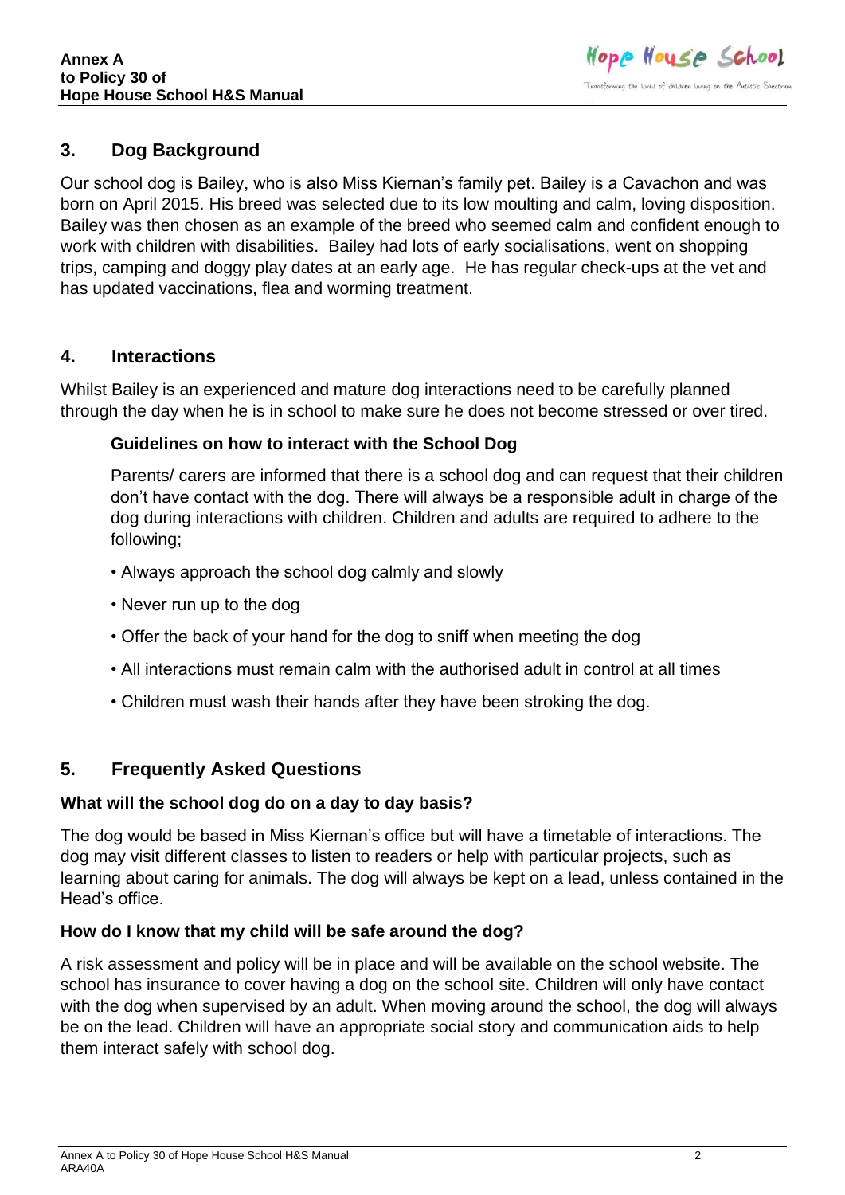## 3. Dog Background

Our school dog is Bailey, who is also Miss Kiernan's family pet. Bailey is a Cavachon and was born on April 2015. His breed was selected due to its low moulting and calm, loving disposition. Bailey was then chosen as an example of the breed who seemed calm and confident enough to work with children with disabilities. Bailey had lots of early socialisations, went on shopping trips, camping and doggy play dates at an early age. He has regular check-ups at the vet and has updated vaccinations, flea and worming treatment.

## 4. Interactions

Whilst Bailey is an experienced and mature dog interactions need to be carefully planned through the day when he is in school to make sure he does not become stressed or over tired.

### Guidelines on how to interact with the School Dog

Parents/ carers are informed that there is a school dog and can request that their children don't have contact with the dog. There will always be a responsible adult in charge of the dog during interactions with children. Children and adults are required to adhere to the following;

- Always approach the school dog calmly and slowly
- Never run up to the dog
- Offer the back of your hand for the dog to sniff when meeting the dog
- All interactions must remain calm with the authorised adult in control at all times
- Children must wash their hands after they have been stroking the dog.

## 5. Frequently Asked Questions

**What will the school dog do on a day to day basis?**

The dog would be based in Miss Kiernan's office but will have a timetable of interactions. The dog may visit different classes to listen to readers or help with particular projects, such as learning about caring for animals. The dog will always be kept on a lead, unless contained in the Head's office.

**How do I know that my child will be safe around the dog?**

A risk assessment and policy will be in place and will be available on the school website. The school has insurance to cover having a dog on the school site. Children will only have contact with the dog when supervised by an adult. When moving around the school, the dog will always be on the lead. Children will have an appropriate social story and communication aids to help them interact safely with school dog.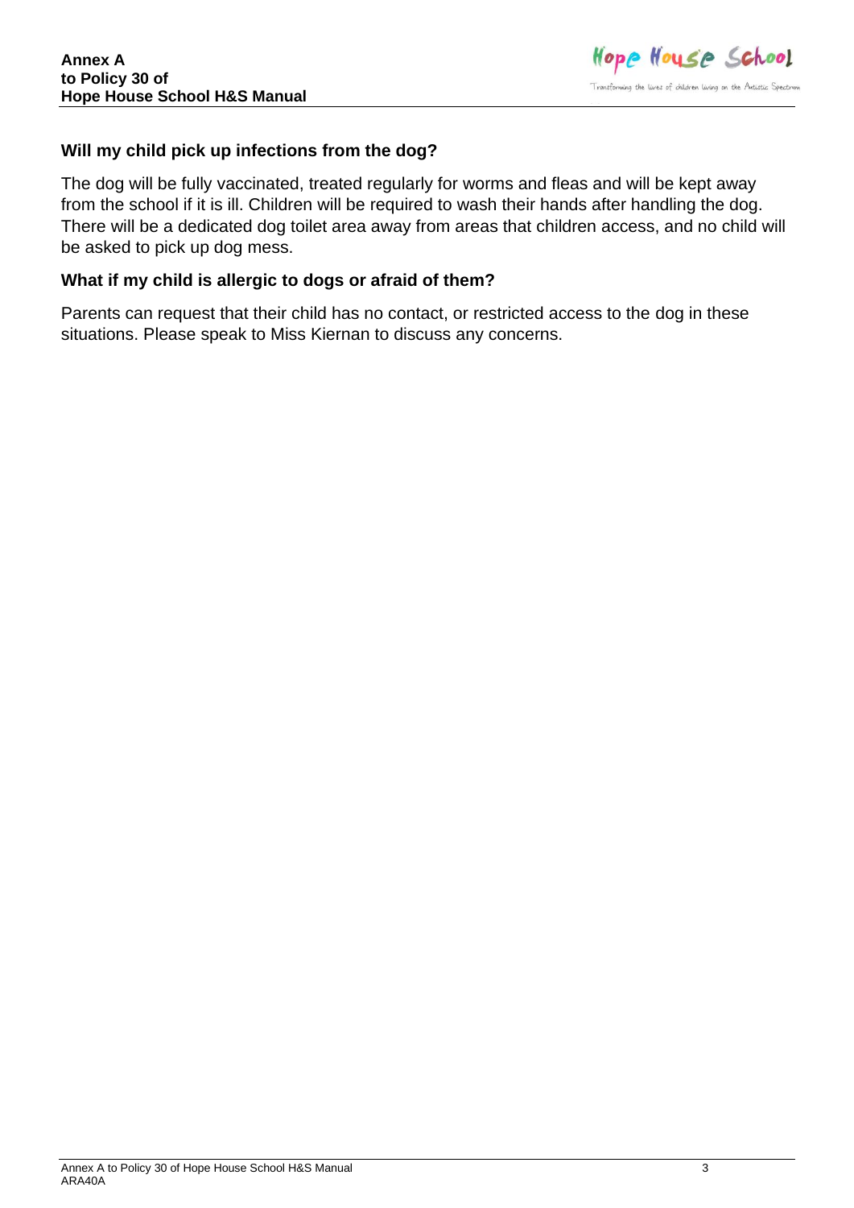**Will my child pick up infections from the dog?**

The dog will be fully vaccinated, treated regularly for worms and fleas and will be kept away from the school if it is ill. Children will be required to wash their hands after handling the dog. There will be a dedicated dog toilet area away from areas that children access, and no child will be asked to pick up dog mess.

**What if my child is allergic to dogs or afraid of them?**

Parents can request that their child has no contact, or restricted access to the dog in these situations. Please speak to Miss Kiernan to discuss any concerns.